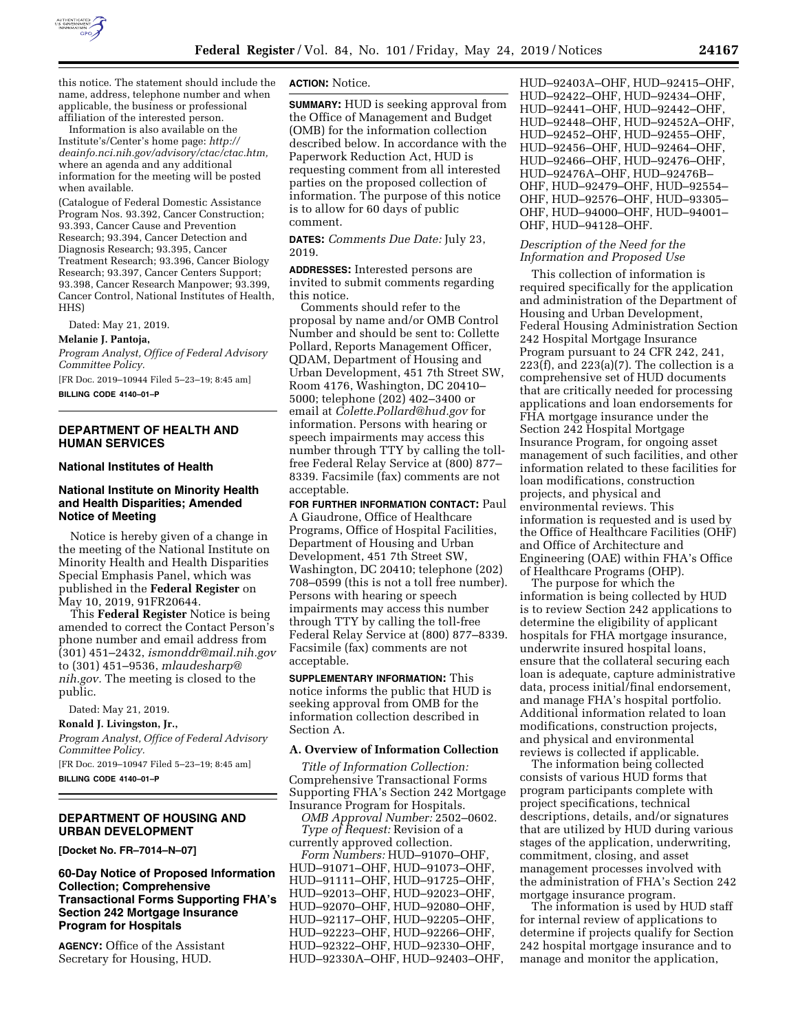this notice. The statement should include the name, address, telephone number and when applicable, the business or professional affiliation of the interested person.

Information is also available on the Institute's/Center's home page: *http://deainfo.nci.nih.gov/advisory/ctac/ctac.htm,* where an agenda and any additional information for the meeting will be posted when available.

(Catalogue of Federal Domestic Assistance Program Nos. 93.392, Cancer Construction; 93.393, Cancer Cause and Prevention Research; 93.394, Cancer Detection and Diagnosis Research; 93.395, Cancer Treatment Research; 93.396, Cancer Biology Research; 93.397, Cancer Centers Support; 93.398, Cancer Research Manpower; 93.399, Cancer Control, National Institutes of Health, HHS)

Dated: May 21, 2019.

**Melanie J. Pantoja,**

*Program Analyst, Office of Federal Advisory Committee Policy.*

[FR Doc. 2019–10944 Filed 5–23–19; 8:45 am]

**BILLING CODE 4140–01–P**

## DEPARTMENT OF HEALTH AND HUMAN SERVICES

### National Institutes of Health

### National Institute on Minority Health and Health Disparities; Amended Notice of Meeting

Notice is hereby given of a change in the meeting of the National Institute on Minority Health and Health Disparities Special Emphasis Panel, which was published in the **Federal Register** on May 10, 2019, 91FR20644.

This **Federal Register** Notice is being amended to correct the Contact Person's phone number and email address from (301) 451–2432, *ismonddr@mail.nih.gov* to (301) 451–9536, *mlaudesharp@nih.gov.* The meeting is closed to the public.

Dated: May 21, 2019.

**Ronald J. Livingston, Jr.,**

*Program Analyst, Office of Federal Advisory Committee Policy.*

[FR Doc. 2019–10947 Filed 5–23–19; 8:45 am]

**BILLING CODE 4140–01–P**

## DEPARTMENT OF HOUSING AND URBAN DEVELOPMENT

**[Docket No. FR–7014–N–07]**

### 60-Day Notice of Proposed Information Collection; Comprehensive Transactional Forms Supporting FHA's Section 242 Mortgage Insurance Program for Hospitals

**AGENCY:** Office of the Assistant Secretary for Housing, HUD.

**ACTION:** Notice.

**SUMMARY:** HUD is seeking approval from the Office of Management and Budget (OMB) for the information collection described below. In accordance with the Paperwork Reduction Act, HUD is requesting comment from all interested parties on the proposed collection of information. The purpose of this notice is to allow for 60 days of public comment.

**DATES:** *Comments Due Date:* July 23, 2019.

**ADDRESSES:** Interested persons are invited to submit comments regarding this notice.

Comments should refer to the proposal by name and/or OMB Control Number and should be sent to: Collette Pollard, Reports Management Officer, QDAM, Department of Housing and Urban Development, 451 7th Street SW, Room 4176, Washington, DC 20410–5000; telephone (202) 402–3400 or email at *Colette.Pollard@hud.gov* for information. Persons with hearing or speech impairments may access this number through TTY by calling the toll-free Federal Relay Service at (800) 877–8339. Facsimile (fax) comments are not acceptable.

**FOR FURTHER INFORMATION CONTACT:** Paul A Giaudrone, Office of Healthcare Programs, Office of Hospital Facilities, Department of Housing and Urban Development, 451 7th Street SW, Washington, DC 20410; telephone (202) 708–0599 (this is not a toll free number). Persons with hearing or speech impairments may access this number through TTY by calling the toll-free Federal Relay Service at (800) 877–8339. Facsimile (fax) comments are not acceptable.

**SUPPLEMENTARY INFORMATION:** This notice informs the public that HUD is seeking approval from OMB for the information collection described in Section A.

### A. Overview of Information Collection

*Title of Information Collection:* Comprehensive Transactional Forms Supporting FHA's Section 242 Mortgage Insurance Program for Hospitals.

*OMB Approval Number:* 2502–0602.

*Type of Request:* Revision of a currently approved collection.

*Form Numbers:* HUD–91070–OHF, HUD–91071–OHF, HUD–91073–OHF, HUD–91111–OHF, HUD–91725–OHF, HUD–92013–OHF, HUD–92023–OHF, HUD–92070–OHF, HUD–92080–OHF, HUD–92117–OHF, HUD–92205–OHF, HUD–92223–OHF, HUD–92266–OHF, HUD–92322–OHF, HUD–92330–OHF, HUD–92330A–OHF, HUD–92403–OHF, HUD–92403A–OHF, HUD–92415–OHF, HUD–92422–OHF, HUD–92434–OHF, HUD–92441–OHF, HUD–92442–OHF, HUD–92448–OHF, HUD–92452A–OHF, HUD–92452–OHF, HUD–92455–OHF, HUD–92456–OHF, HUD–92464–OHF, HUD–92466–OHF, HUD–92476–OHF, HUD–92476A–OHF, HUD–92476B–OHF, HUD–92479–OHF, HUD–92554–OHF, HUD–92576–OHF, HUD–93305–OHF, HUD–94000–OHF, HUD–94001–OHF, HUD–94128–OHF.

*Description of the Need for the Information and Proposed Use*

This collection of information is required specifically for the application and administration of the Department of Housing and Urban Development, Federal Housing Administration Section 242 Hospital Mortgage Insurance Program pursuant to 24 CFR 242, 241, 223(f), and 223(a)(7). The collection is a comprehensive set of HUD documents that are critically needed for processing applications and loan endorsements for FHA mortgage insurance under the Section 242 Hospital Mortgage Insurance Program, for ongoing asset management of such facilities, and other information related to these facilities for loan modifications, construction projects, and physical and environmental reviews. This information is requested and is used by the Office of Healthcare Facilities (OHF) and Office of Architecture and Engineering (OAE) within FHA's Office of Healthcare Programs (OHP).

The purpose for which the information is being collected by HUD is to review Section 242 applications to determine the eligibility of applicant hospitals for FHA mortgage insurance, underwrite insured hospital loans, ensure that the collateral securing each loan is adequate, capture administrative data, process initial/final endorsement, and manage FHA's hospital portfolio. Additional information related to loan modifications, construction projects, and physical and environmental reviews is collected if applicable.

The information being collected consists of various HUD forms that program participants complete with project specifications, technical descriptions, details, and/or signatures that are utilized by HUD during various stages of the application, underwriting, commitment, closing, and asset management processes involved with the administration of FHA's Section 242 mortgage insurance program.

The information is used by HUD staff for internal review of applications to determine if projects qualify for Section 242 hospital mortgage insurance and to manage and monitor the application,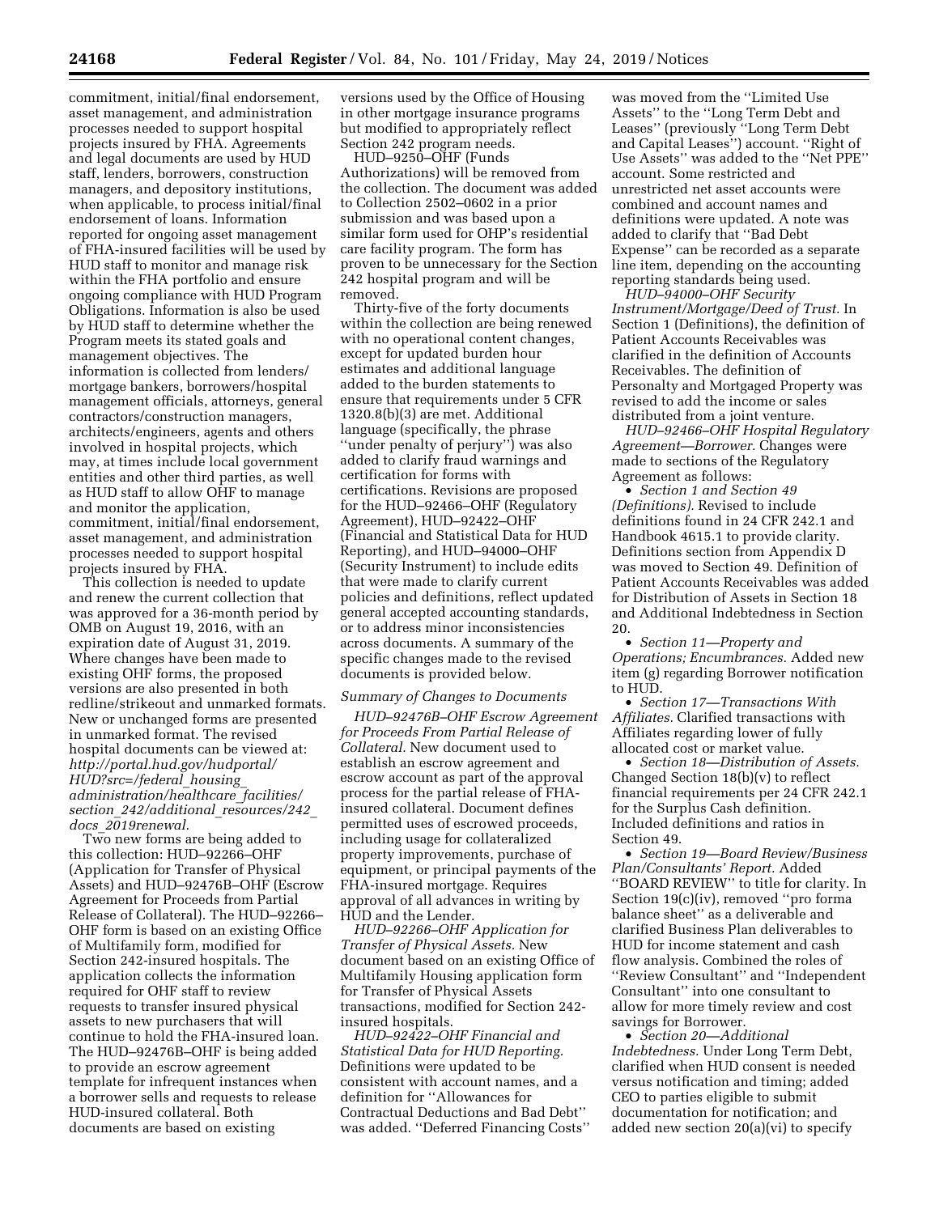commitment, initial/final endorsement, asset management, and administration processes needed to support hospital projects insured by FHA. Agreements and legal documents are used by HUD staff, lenders, borrowers, construction managers, and depository institutions, when applicable, to process initial/final endorsement of loans. Information reported for ongoing asset management of FHA-insured facilities will be used by HUD staff to monitor and manage risk within the FHA portfolio and ensure ongoing compliance with HUD Program Obligations. Information is also be used by HUD staff to determine whether the Program meets its stated goals and management objectives. The information is collected from lenders/mortgage bankers, borrowers/hospital management officials, attorneys, general contractors/construction managers, architects/engineers, agents and others involved in hospital projects, which may, at times include local government entities and other third parties, as well as HUD staff to allow OHF to manage and monitor the application, commitment, initial/final endorsement, asset management, and administration processes needed to support hospital projects insured by FHA.

This collection is needed to update and renew the current collection that was approved for a 36-month period by OMB on August 19, 2016, with an expiration date of August 31, 2019. Where changes have been made to existing OHF forms, the proposed versions are also presented in both redline/strikeout and unmarked formats. New or unchanged forms are presented in unmarked format. The revised hospital documents can be viewed at: *http://portal.hud.gov/hudportal/HUD?src=/federal_housing_administration/healthcare_facilities/section_242/additional_resources/242_docs_2019renewal.*

Two new forms are being added to this collection: HUD–92266–OHF (Application for Transfer of Physical Assets) and HUD–92476B–OHF (Escrow Agreement for Proceeds from Partial Release of Collateral). The HUD–92266–OHF form is based on an existing Office of Multifamily form, modified for Section 242-insured hospitals. The application collects the information required for OHF staff to review requests to transfer insured physical assets to new purchasers that will continue to hold the FHA-insured loan. The HUD–92476B–OHF is being added to provide an escrow agreement template for infrequent instances when a borrower sells and requests to release HUD-insured collateral. Both documents are based on existing versions used by the Office of Housing in other mortgage insurance programs but modified to appropriately reflect Section 242 program needs.

HUD–9250–OHF (Funds Authorizations) will be removed from the collection. The document was added to Collection 2502–0602 in a prior submission and was based upon a similar form used for OHP's residential care facility program. The form has proven to be unnecessary for the Section 242 hospital program and will be removed.

Thirty-five of the forty documents within the collection are being renewed with no operational content changes, except for updated burden hour estimates and additional language added to the burden statements to ensure that requirements under 5 CFR 1320.8(b)(3) are met. Additional language (specifically, the phrase "under penalty of perjury") was also added to clarify fraud warnings and certification for forms with certifications. Revisions are proposed for the HUD–92466–OHF (Regulatory Agreement), HUD–92422–OHF (Financial and Statistical Data for HUD Reporting), and HUD–94000–OHF (Security Instrument) to include edits that were made to clarify current policies and definitions, reflect updated general accepted accounting standards, or to address minor inconsistencies across documents. A summary of the specific changes made to the revised documents is provided below.

*Summary of Changes to Documents*

*HUD–92476B–OHF Escrow Agreement for Proceeds From Partial Release of Collateral.* New document used to establish an escrow agreement and escrow account as part of the approval process for the partial release of FHA-insured collateral. Document defines permitted uses of escrowed proceeds, including usage for collateralized property improvements, purchase of equipment, or principal payments of the FHA-insured mortgage. Requires approval of all advances in writing by HUD and the Lender.

*HUD–92266–OHF Application for Transfer of Physical Assets.* New document based on an existing Office of Multifamily Housing application form for Transfer of Physical Assets transactions, modified for Section 242-insured hospitals.

*HUD–92422–OHF Financial and Statistical Data for HUD Reporting.* Definitions were updated to be consistent with account names, and a definition for "Allowances for Contractual Deductions and Bad Debt" was added. "Deferred Financing Costs" was moved from the "Limited Use Assets" to the "Long Term Debt and Leases" (previously "Long Term Debt and Capital Leases") account. "Right of Use Assets" was added to the "Net PPE" account. Some restricted and unrestricted net asset accounts were combined and account names and definitions were updated. A note was added to clarify that "Bad Debt Expense" can be recorded as a separate line item, depending on the accounting reporting standards being used.

*HUD–94000–OHF Security Instrument/Mortgage/Deed of Trust.* In Section 1 (Definitions), the definition of Patient Accounts Receivables was clarified in the definition of Accounts Receivables. The definition of Personalty and Mortgaged Property was revised to add the income or sales distributed from a joint venture.

*HUD–92466–OHF Hospital Regulatory Agreement—Borrower.* Changes were made to sections of the Regulatory Agreement as follows:

- *Section 1 and Section 49 (Definitions).* Revised to include definitions found in 24 CFR 242.1 and Handbook 4615.1 to provide clarity. Definitions section from Appendix D was moved to Section 49. Definition of Patient Accounts Receivables was added for Distribution of Assets in Section 18 and Additional Indebtedness in Section 20.
- *Section 11—Property and Operations; Encumbrances.* Added new item (g) regarding Borrower notification to HUD.
- *Section 17—Transactions With Affiliates.* Clarified transactions with Affiliates regarding lower of fully allocated cost or market value.
- *Section 18—Distribution of Assets.* Changed Section 18(b)(v) to reflect financial requirements per 24 CFR 242.1 for the Surplus Cash definition. Included definitions and ratios in Section 49.
- *Section 19—Board Review/Business Plan/Consultants' Report.* Added "BOARD REVIEW" to title for clarity. In Section 19(c)(iv), removed "pro forma balance sheet" as a deliverable and clarified Business Plan deliverables to HUD for income statement and cash flow analysis. Combined the roles of "Review Consultant" and "Independent Consultant" into one consultant to allow for more timely review and cost savings for Borrower.
- *Section 20—Additional Indebtedness.* Under Long Term Debt, clarified when HUD consent is needed versus notification and timing; added CEO to parties eligible to submit documentation for notification; and added new section 20(a)(vi) to specify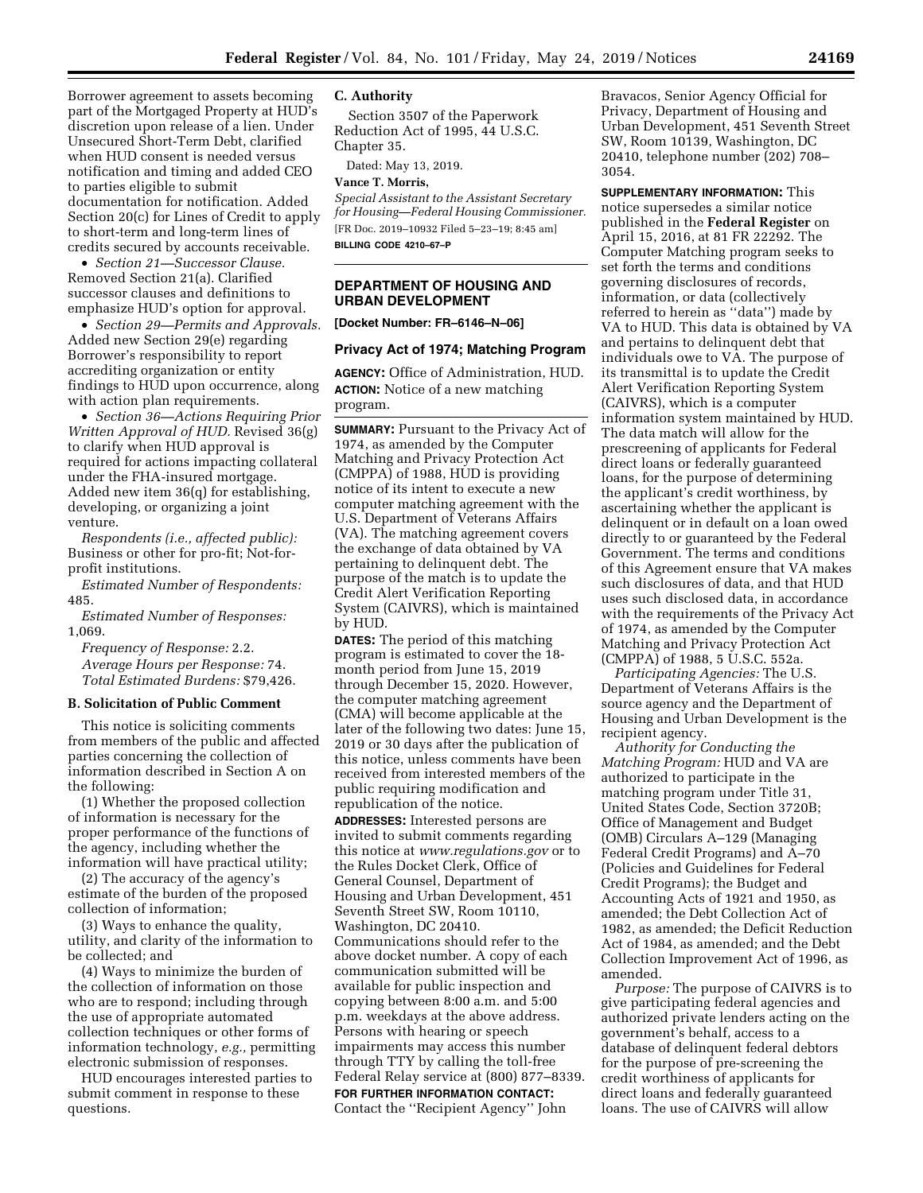Borrower agreement to assets becoming part of the Mortgaged Property at HUD's discretion upon release of a lien. Under Unsecured Short-Term Debt, clarified when HUD consent is needed versus notification and timing and added CEO to parties eligible to submit documentation for notification. Added Section 20(c) for Lines of Credit to apply to short-term and long-term lines of credits secured by accounts receivable.

- *Section 21—Successor Clause.* Removed Section 21(a). Clarified successor clauses and definitions to emphasize HUD's option for approval.
- *Section 29—Permits and Approvals.* Added new Section 29(e) regarding Borrower's responsibility to report accrediting organization or entity findings to HUD upon occurrence, along with action plan requirements.
- *Section 36—Actions Requiring Prior Written Approval of HUD.* Revised 36(g) to clarify when HUD approval is required for actions impacting collateral under the FHA-insured mortgage. Added new item 36(q) for establishing, developing, or organizing a joint venture.

*Respondents (i.e., affected public):* Business or other for pro-fit; Not-for-profit institutions.

*Estimated Number of Respondents:* 485.

*Estimated Number of Responses:* 1,069.

*Frequency of Response:* 2.2.

*Average Hours per Response:* 74.

*Total Estimated Burdens:* $79,426.

### B. Solicitation of Public Comment

This notice is soliciting comments from members of the public and affected parties concerning the collection of information described in Section A on the following:

(1) Whether the proposed collection of information is necessary for the proper performance of the functions of the agency, including whether the information will have practical utility;

(2) The accuracy of the agency's estimate of the burden of the proposed collection of information;

(3) Ways to enhance the quality, utility, and clarity of the information to be collected; and

(4) Ways to minimize the burden of the collection of information on those who are to respond; including through the use of appropriate automated collection techniques or other forms of information technology, *e.g.,* permitting electronic submission of responses.

HUD encourages interested parties to submit comment in response to these questions.

### C. Authority

Section 3507 of the Paperwork Reduction Act of 1995, 44 U.S.C. Chapter 35.

Dated: May 13, 2019.

**Vance T. Morris,**

*Special Assistant to the Assistant Secretary for Housing—Federal Housing Commissioner.*

[FR Doc. 2019–10932 Filed 5–23–19; 8:45 am]

**BILLING CODE 4210–67–P**

## DEPARTMENT OF HOUSING AND URBAN DEVELOPMENT

**[Docket Number: FR–6146–N–06]**

## Privacy Act of 1974; Matching Program

**AGENCY:** Office of Administration, HUD.

**ACTION:** Notice of a new matching program.

**SUMMARY:** Pursuant to the Privacy Act of 1974, as amended by the Computer Matching and Privacy Protection Act (CMPPA) of 1988, HUD is providing notice of its intent to execute a new computer matching agreement with the U.S. Department of Veterans Affairs (VA). The matching agreement covers the exchange of data obtained by VA pertaining to delinquent debt. The purpose of the match is to update the Credit Alert Verification Reporting System (CAIVRS), which is maintained by HUD.

**DATES:** The period of this matching program is estimated to cover the 18-month period from June 15, 2019 through December 15, 2020. However, the computer matching agreement (CMA) will become applicable at the later of the following two dates: June 15, 2019 or 30 days after the publication of this notice, unless comments have been received from interested members of the public requiring modification and republication of the notice.

**ADDRESSES:** Interested persons are invited to submit comments regarding this notice at *www.regulations.gov* or to the Rules Docket Clerk, Office of General Counsel, Department of Housing and Urban Development, 451 Seventh Street SW, Room 10110, Washington, DC 20410. Communications should refer to the above docket number. A copy of each communication submitted will be available for public inspection and copying between 8:00 a.m. and 5:00 p.m. weekdays at the above address. Persons with hearing or speech impairments may access this number through TTY by calling the toll-free Federal Relay service at (800) 877–8339.

**FOR FURTHER INFORMATION CONTACT:** Contact the ''Recipient Agency'' John Bravacos, Senior Agency Official for Privacy, Department of Housing and Urban Development, 451 Seventh Street SW, Room 10139, Washington, DC 20410, telephone number (202) 708–3054.

**SUPPLEMENTARY INFORMATION:** This notice supersedes a similar notice published in the **Federal Register** on April 15, 2016, at 81 FR 22292. The Computer Matching program seeks to set forth the terms and conditions governing disclosures of records, information, or data (collectively referred to herein as ''data'') made by VA to HUD. This data is obtained by VA and pertains to delinquent debt that individuals owe to VA. The purpose of its transmittal is to update the Credit Alert Verification Reporting System (CAIVRS), which is a computer information system maintained by HUD. The data match will allow for the prescreening of applicants for Federal direct loans or federally guaranteed loans, for the purpose of determining the applicant's credit worthiness, by ascertaining whether the applicant is delinquent or in default on a loan owed directly to or guaranteed by the Federal Government. The terms and conditions of this Agreement ensure that VA makes such disclosures of data, and that HUD uses such disclosed data, in accordance with the requirements of the Privacy Act of 1974, as amended by the Computer Matching and Privacy Protection Act (CMPPA) of 1988, 5 U.S.C. 552a.

*Participating Agencies:* The U.S. Department of Veterans Affairs is the source agency and the Department of Housing and Urban Development is the recipient agency.

*Authority for Conducting the Matching Program:* HUD and VA are authorized to participate in the matching program under Title 31, United States Code, Section 3720B; Office of Management and Budget (OMB) Circulars A–129 (Managing Federal Credit Programs) and A–70 (Policies and Guidelines for Federal Credit Programs); the Budget and Accounting Acts of 1921 and 1950, as amended; the Debt Collection Act of 1982, as amended; the Deficit Reduction Act of 1984, as amended; and the Debt Collection Improvement Act of 1996, as amended.

*Purpose:* The purpose of CAIVRS is to give participating federal agencies and authorized private lenders acting on the government's behalf, access to a database of delinquent federal debtors for the purpose of pre-screening the credit worthiness of applicants for direct loans and federally guaranteed loans. The use of CAIVRS will allow